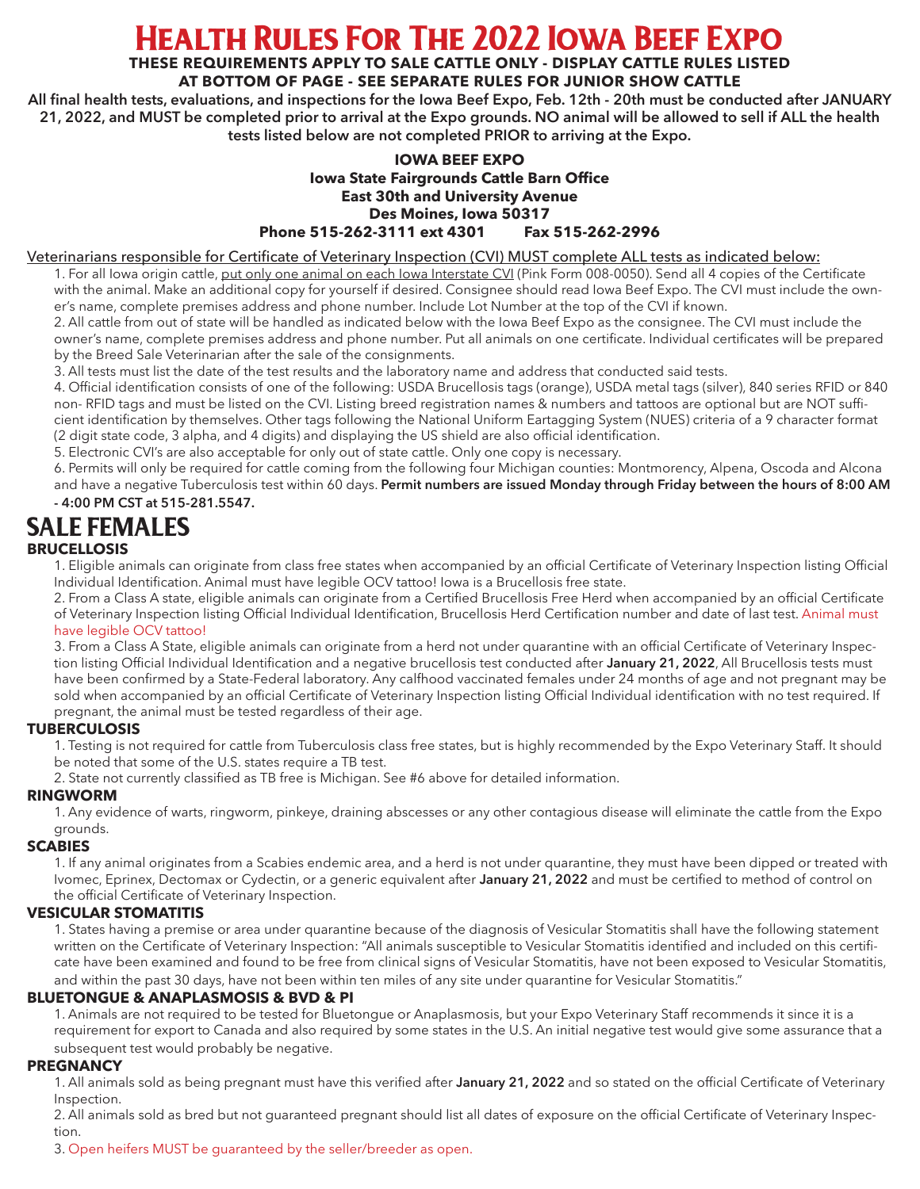# Health Rules For The 2022 Iowa Beef Expo

**THESE REQUIREMENTS APPLY TO SALE CATTLE ONLY - DISPLAY CATTLE RULES LISTED AT BOTTOM OF PAGE - SEE SEPARATE RULES FOR JUNIOR SHOW CATTLE**

**All final health tests, evaluations, and inspections for the Iowa Beef Expo, Feb. 12th - 20th must be conducted after JANUARY 21, 2022, and MUST be completed prior to arrival at the Expo grounds. NO animal will be allowed to sell if ALL the health tests listed below are not completed PRIOR to arriving at the Expo.**

**IOWA BEEF EXPO**
**Iowa State Fairgrounds Cattle Barn Office**
**East 30th and University Avenue**
**Des Moines, Iowa 50317**
**Phone 515-262-3111 ext 4301 Fax 515-262-2996**

Veterinarians responsible for Certificate of Veterinary Inspection (CVI) MUST complete ALL tests as indicated below:

1. For all Iowa origin cattle, put only one animal on each Iowa Interstate CVI (Pink Form 008-0050). Send all 4 copies of the Certificate with the animal. Make an additional copy for yourself if desired. Consignee should read Iowa Beef Expo. The CVI must include the owner's name, complete premises address and phone number. Include Lot Number at the top of the CVI if known.
2. All cattle from out of state will be handled as indicated below with the Iowa Beef Expo as the consignee. The CVI must include the owner's name, complete premises address and phone number. Put all animals on one certificate. Individual certificates will be prepared by the Breed Sale Veterinarian after the sale of the consignments.
3. All tests must list the date of the test results and the laboratory name and address that conducted said tests.
4. Official identification consists of one of the following: USDA Brucellosis tags (orange), USDA metal tags (silver), 840 series RFID or 840 non- RFID tags and must be listed on the CVI. Listing breed registration names & numbers and tattoos are optional but are NOT sufficient identification by themselves. Other tags following the National Uniform Eartagging System (NUES) criteria of a 9 character format (2 digit state code, 3 alpha, and 4 digits) and displaying the US shield are also official identification.
5. Electronic CVI's are also acceptable for only out of state cattle. Only one copy is necessary.
6. Permits will only be required for cattle coming from the following four Michigan counties: Montmorency, Alpena, Oscoda and Alcona and have a negative Tuberculosis test within 60 days. **Permit numbers are issued Monday through Friday between the hours of 8:00 AM - 4:00 PM CST at 515-281.5547.**

## SALE FEMALES

### BRUCELLOSIS

1. Eligible animals can originate from class free states when accompanied by an official Certificate of Veterinary Inspection listing Official Individual Identification. Animal must have legible OCV tattoo! Iowa is a Brucellosis free state.
2. From a Class A state, eligible animals can originate from a Certified Brucellosis Free Herd when accompanied by an official Certificate of Veterinary Inspection listing Official Individual Identification, Brucellosis Herd Certification number and date of last test. Animal must have legible OCV tattoo!
3. From a Class A State, eligible animals can originate from a herd not under quarantine with an official Certificate of Veterinary Inspection listing Official Individual Identification and a negative brucellosis test conducted after **January 21, 2022**, All Brucellosis tests must have been confirmed by a State-Federal laboratory. Any calfhood vaccinated females under 24 months of age and not pregnant may be sold when accompanied by an official Certificate of Veterinary Inspection listing Official Individual identification with no test required. If pregnant, the animal must be tested regardless of their age.

### TUBERCULOSIS

1. Testing is not required for cattle from Tuberculosis class free states, but is highly recommended by the Expo Veterinary Staff. It should be noted that some of the U.S. states require a TB test.
2. State not currently classified as TB free is Michigan. See #6 above for detailed information.

### RINGWORM

1. Any evidence of warts, ringworm, pinkeye, draining abscesses or any other contagious disease will eliminate the cattle from the Expo grounds.

### SCABIES

1. If any animal originates from a Scabies endemic area, and a herd is not under quarantine, they must have been dipped or treated with Ivomec, Eprinex, Dectomax or Cydectin, or a generic equivalent after **January 21, 2022** and must be certified to method of control on the official Certificate of Veterinary Inspection.

### VESICULAR STOMATITIS

1. States having a premise or area under quarantine because of the diagnosis of Vesicular Stomatitis shall have the following statement written on the Certificate of Veterinary Inspection: "All animals susceptible to Vesicular Stomatitis identified and included on this certificate have been examined and found to be free from clinical signs of Vesicular Stomatitis, have not been exposed to Vesicular Stomatitis, and within the past 30 days, have not been within ten miles of any site under quarantine for Vesicular Stomatitis."

### BLUETONGUE & ANAPLASMOSIS & BVD & PI

1. Animals are not required to be tested for Bluetongue or Anaplasmosis, but your Expo Veterinary Staff recommends it since it is a requirement for export to Canada and also required by some states in the U.S. An initial negative test would give some assurance that a subsequent test would probably be negative.

### PREGNANCY

1. All animals sold as being pregnant must have this verified after **January 21, 2022** and so stated on the official Certificate of Veterinary Inspection.
2. All animals sold as bred but not guaranteed pregnant should list all dates of exposure on the official Certificate of Veterinary Inspection.
3. Open heifers MUST be guaranteed by the seller/breeder as open.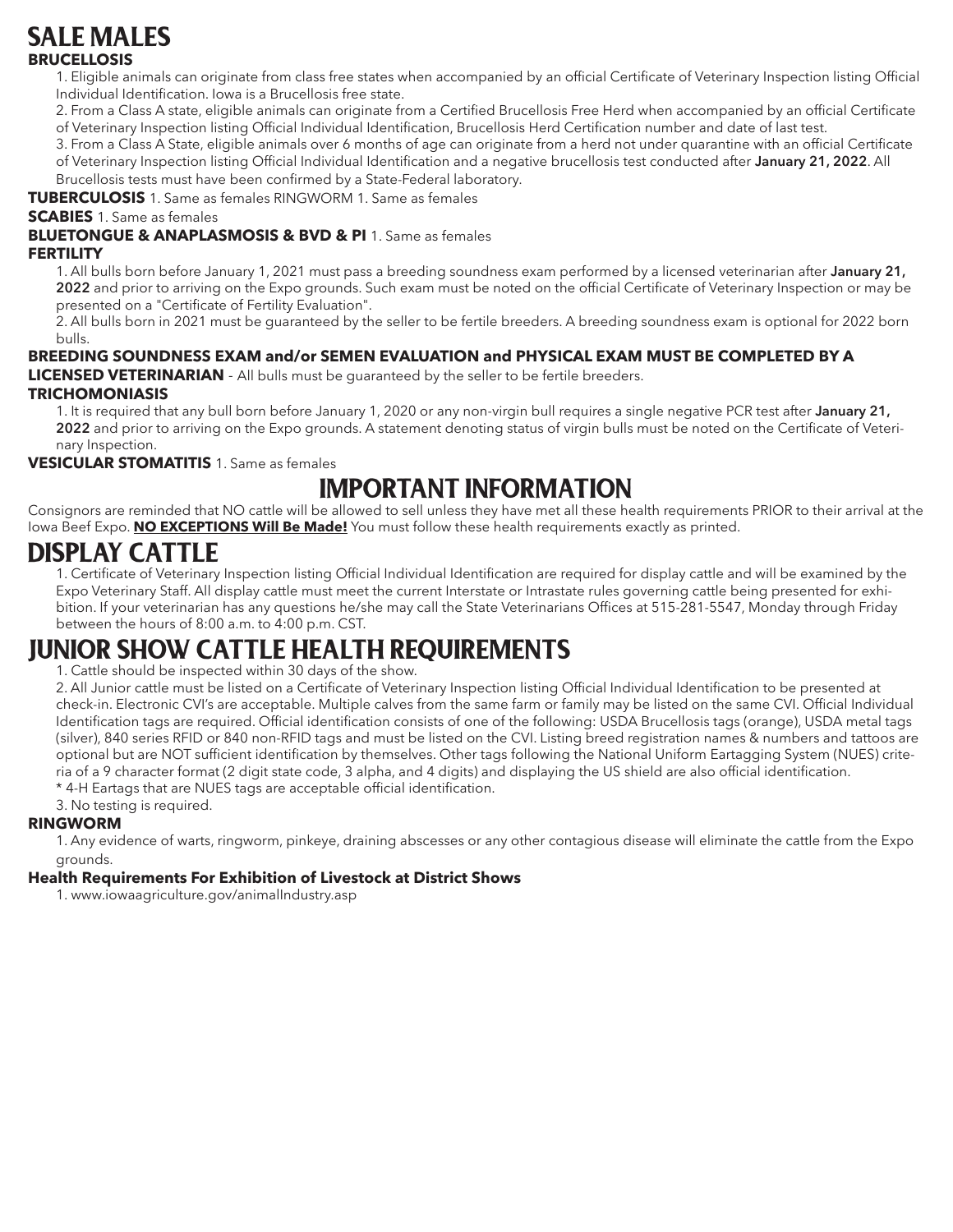# SALE MALES

**BRUCELLOSIS**

1. Eligible animals can originate from class free states when accompanied by an official Certificate of Veterinary Inspection listing Official Individual Identification. Iowa is a Brucellosis free state.
2. From a Class A state, eligible animals can originate from a Certified Brucellosis Free Herd when accompanied by an official Certificate of Veterinary Inspection listing Official Individual Identification, Brucellosis Herd Certification number and date of last test.
3. From a Class A State, eligible animals over 6 months of age can originate from a herd not under quarantine with an official Certificate of Veterinary Inspection listing Official Individual Identification and a negative brucellosis test conducted after **January 21, 2022**. All Brucellosis tests must have been confirmed by a State-Federal laboratory.

**TUBERCULOSIS** 1. Same as females RINGWORM 1. Same as females

**SCABIES** 1. Same as females

**BLUETONGUE & ANAPLASMOSIS & BVD & PI** 1. Same as females

**FERTILITY**

1. All bulls born before January 1, 2021 must pass a breeding soundness exam performed by a licensed veterinarian after **January 21, 2022** and prior to arriving on the Expo grounds. Such exam must be noted on the official Certificate of Veterinary Inspection or may be presented on a "Certificate of Fertility Evaluation".
2. All bulls born in 2021 must be guaranteed by the seller to be fertile breeders. A breeding soundness exam is optional for 2022 born bulls.

**BREEDING SOUNDNESS EXAM and/or SEMEN EVALUATION and PHYSICAL EXAM MUST BE COMPLETED BY A LICENSED VETERINARIAN** - All bulls must be guaranteed by the seller to be fertile breeders.

**TRICHOMONIASIS**

1. It is required that any bull born before January 1, 2020 or any non-virgin bull requires a single negative PCR test after **January 21, 2022** and prior to arriving on the Expo grounds. A statement denoting status of virgin bulls must be noted on the Certificate of Veterinary Inspection.

**VESICULAR STOMATITIS** 1. Same as females

# IMPORTANT INFORMATION

Consignors are reminded that NO cattle will be allowed to sell unless they have met all these health requirements PRIOR to their arrival at the Iowa Beef Expo. **NO EXCEPTIONS Will Be Made!** You must follow these health requirements exactly as printed.

# DISPLAY CATTLE

1. Certificate of Veterinary Inspection listing Official Individual Identification are required for display cattle and will be examined by the Expo Veterinary Staff. All display cattle must meet the current Interstate or Intrastate rules governing cattle being presented for exhibition. If your veterinarian has any questions he/she may call the State Veterinarians Offices at 515-281-5547, Monday through Friday between the hours of 8:00 a.m. to 4:00 p.m. CST.

# JUNIOR SHOW CATTLE HEALTH REQUIREMENTS

1. Cattle should be inspected within 30 days of the show.
2. All Junior cattle must be listed on a Certificate of Veterinary Inspection listing Official Individual Identification to be presented at check-in. Electronic CVI's are acceptable. Multiple calves from the same farm or family may be listed on the same CVI. Official Individual Identification tags are required. Official identification consists of one of the following: USDA Brucellosis tags (orange), USDA metal tags (silver), 840 series RFID or 840 non-RFID tags and must be listed on the CVI. Listing breed registration names & numbers and tattoos are optional but are NOT sufficient identification by themselves. Other tags following the National Uniform Eartagging System (NUES) criteria of a 9 character format (2 digit state code, 3 alpha, and 4 digits) and displaying the US shield are also official identification.
   * 4-H Eartags that are NUES tags are acceptable official identification.
3. No testing is required.

**RINGWORM**

1. Any evidence of warts, ringworm, pinkeye, draining abscesses or any other contagious disease will eliminate the cattle from the Expo grounds.

**Health Requirements For Exhibition of Livestock at District Shows**

1. www.iowaagriculture.gov/animalIndustry.asp